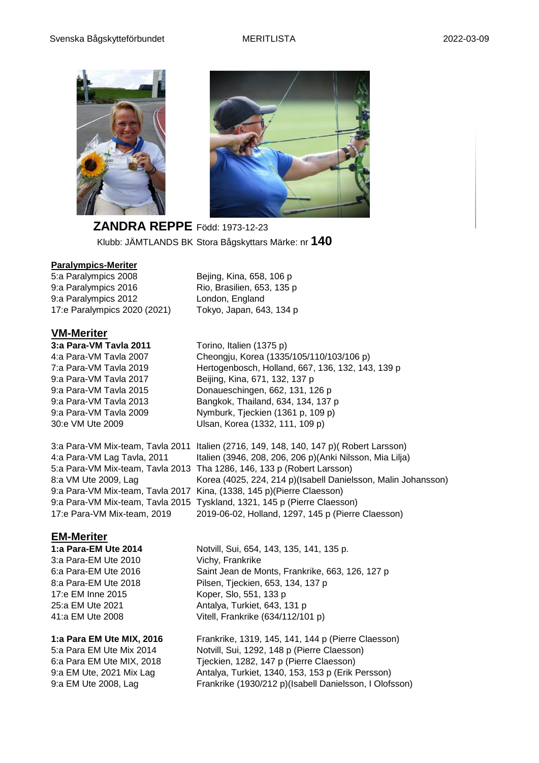**ZANDRA REPPE** Född: 1973-12-23

Klubb: JÄMTLANDS BK Stora Bågskyttars Märke: nr **140**

## Paralympics-Meriter

| | |
|---|---|
| 5:a Paralympics 2008 | Bejing, Kina, 658, 106 p |
| 9:a Paralympics 2016 | Rio, Brasilien, 653, 135 p |
| 9:a Paralympics 2012 | London, England |
| 17:e Paralympics 2020 (2021) | Tokyo, Japan, 643, 134 p |

## VM-Meriter

| | |
|---|---|
| **3:a Para-VM Tavla 2011** | Torino, Italien (1375 p) |
| 4:a Para-VM Tavla 2007 | Cheongju, Korea (1335/105/110/103/106 p) |
| 7:a Para-VM Tavla 2019 | Hertogenbosch, Holland, 667, 136, 132, 143, 139 p |
| 9:a Para-VM Tavla 2017 | Beijing, Kina, 671, 132, 137 p |
| 9:a Para-VM Tavla 2015 | Donaueschingen, 662, 131, 126 p |
| 9:a Para-VM Tavla 2013 | Bangkok, Thailand, 634, 134, 137 p |
| 9:a Para-VM Tavla 2009 | Nymburk, Tjeckien (1361 p, 109 p) |
| 30:e VM Ute 2009 | Ulsan, Korea (1332, 111, 109 p) |

| | |
|---|---|
| 3:a Para-VM Mix-team, Tavla 2011 | Italien (2716, 149, 148, 140, 147 p)( Robert Larsson) |
| 4:a Para-VM Lag Tavla, 2011 | Italien (3946, 208, 206, 206 p)(Anki Nilsson, Mia Lilja) |
| 5:a Para-VM Mix-team, Tavla 2013 | Tha 1286, 146, 133 p (Robert Larsson) |
| 8:a VM Ute 2009, Lag | Korea (4025, 224, 214 p)(Isabell Danielsson, Malin Johansson) |
| 9:a Para-VM Mix-team, Tavla 2017 | Kina, (1338, 145 p)(Pierre Claesson) |
| 9:a Para-VM Mix-team, Tavla 2015 | Tyskland, 1321, 145 p (Pierre Claesson) |
| 17:e Para-VM Mix-team, 2019 | 2019-06-02, Holland, 1297, 145 p (Pierre Claesson) |

## EM-Meriter

| | |
|---|---|
| **1:a Para-EM Ute 2014** | Notvill, Sui, 654, 143, 135, 141, 135 p. |
| 3:a Para-EM Ute 2010 | Vichy, Frankrike |
| 6:a Para-EM Ute 2016 | Saint Jean de Monts, Frankrike, 663, 126, 127 p |
| 8:a Para-EM Ute 2018 | Pilsen, Tjeckien, 653, 134, 137 p |
| 17:e EM Inne 2015 | Koper, Slo, 551, 133 p |
| 25:a EM Ute 2021 | Antalya, Turkiet, 643, 131 p |
| 41:a EM Ute 2008 | Vitell, Frankrike (634/112/101 p) |

| | |
|---|---|
| **1:a Para EM Ute MIX, 2016** | Frankrike, 1319, 145, 141, 144 p (Pierre Claesson) |
| 5:a Para EM Ute Mix 2014 | Notvill, Sui, 1292, 148 p (Pierre Claesson) |
| 6:a Para EM Ute MIX, 2018 | Tjeckien, 1282, 147 p (Pierre Claesson) |
| 9:a EM Ute, 2021 Mix Lag | Antalya, Turkiet, 1340, 153, 153 p (Erik Persson) |
| 9:a EM Ute 2008, Lag | Frankrike (1930/212 p)(Isabell Danielsson, I Olofsson) |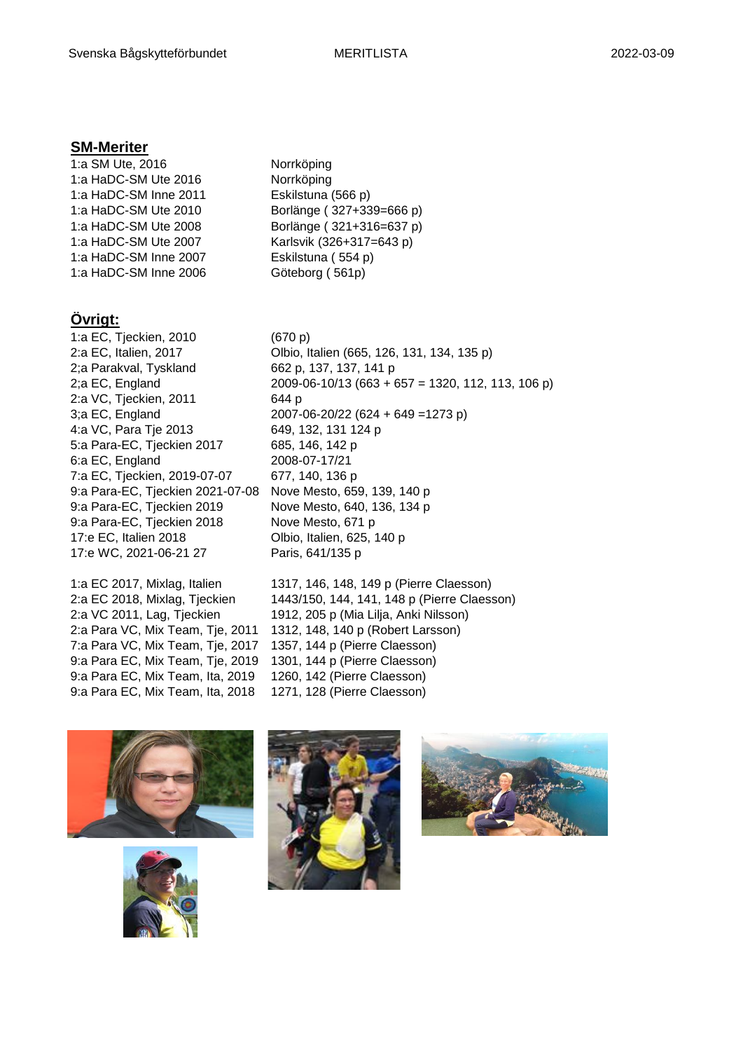## SM-Meriter

| | |
|---|---|
| 1:a SM Ute, 2016 | Norrköping |
| 1:a HaDC-SM Ute 2016 | Norrköping |
| 1:a HaDC-SM Inne 2011 | Eskilstuna (566 p) |
| 1:a HaDC-SM Ute 2010 | Borlänge ( 327+339=666 p) |
| 1:a HaDC-SM Ute 2008 | Borlänge ( 321+316=637 p) |
| 1:a HaDC-SM Ute 2007 | Karlsvik (326+317=643 p) |
| 1:a HaDC-SM Inne 2007 | Eskilstuna ( 554 p) |
| 1:a HaDC-SM Inne 2006 | Göteborg ( 561p) |

## Övrigt:

| | |
|---|---|
| 1:a EC, Tjeckien, 2010 | (670 p) |
| 2:a EC, Italien, 2017 | Olbio, Italien (665, 126, 131, 134, 135 p) |
| 2;a Parakval, Tyskland | 662 p, 137, 137, 141 p |
| 2;a EC, England | 2009-06-10/13 (663 + 657 = 1320, 112, 113, 106 p) |
| 2:a VC, Tjeckien, 2011 | 644 p |
| 3;a EC, England | 2007-06-20/22 (624 + 649 =1273 p) |
| 4:a VC, Para Tje 2013 | 649, 132, 131 124 p |
| 5:a Para-EC, Tjeckien 2017 | 685, 146, 142 p |
| 6:a EC, England | 2008-07-17/21 |
| 7:a EC, Tjeckien, 2019-07-07 | 677, 140, 136 p |
| 9:a Para-EC, Tjeckien 2021-07-08 | Nove Mesto, 659, 139, 140 p |
| 9:a Para-EC, Tjeckien 2019 | Nove Mesto, 640, 136, 134 p |
| 9:a Para-EC, Tjeckien 2018 | Nove Mesto, 671 p |
| 17:e EC, Italien 2018 | Olbio, Italien, 625, 140 p |
| 17:e WC, 2021-06-21 27 | Paris, 641/135 p |

| | |
|---|---|
| 1:a EC 2017, Mixlag, Italien | 1317, 146, 148, 149 p (Pierre Claesson) |
| 2:a EC 2018, Mixlag, Tjeckien | 1443/150, 144, 141, 148 p (Pierre Claesson) |
| 2:a VC 2011, Lag, Tjeckien | 1912, 205 p (Mia Lilja, Anki Nilsson) |
| 2:a Para VC, Mix Team, Tje, 2011 | 1312, 148, 140 p (Robert Larsson) |
| 7:a Para VC, Mix Team, Tje, 2017 | 1357, 144 p (Pierre Claesson) |
| 9:a Para EC, Mix Team, Tje, 2019 | 1301, 144 p (Pierre Claesson) |
| 9:a Para EC, Mix Team, Ita, 2019 | 1260, 142 (Pierre Claesson) |
| 9:a Para EC, Mix Team, Ita, 2018 | 1271, 128 (Pierre Claesson) |